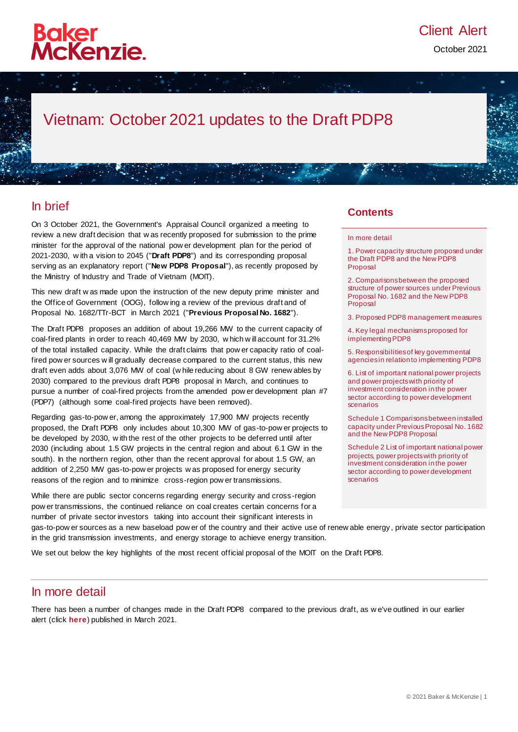Baker McKenzie.

Client Alert

October 2021

# Vietnam: October 2021 updates to the Draft PDP8

## In brief

On 3 October 2021, the Government's Appraisal Council organized a meeting to review a new draft decision that was recently proposed for submission to the prime minister for the approval of the national power development plan for the period of 2021-2030, with a vision to 2045 ("**Draft PDP8**") and its corresponding proposal serving as an explanatory report ("**New PDP8 Proposal**"), as recently proposed by the Ministry of Industry and Trade of Vietnam (MOIT).

This new draft was made upon the instruction of the new deputy prime minister and the Office of Government (OOG), following a review of the previous draft and of Proposal No. 1682/TTr-BCT in March 2021 ("**Previous Proposal No. 1682**").

The Draft PDP8 proposes an addition of about 19,266 MW to the current capacity of coal-fired plants in order to reach 40,469 MW by 2030, which will account for 31.2% of the total installed capacity. While the draft claims that power capacity ratio of coal-fired power sources will gradually decrease compared to the current status, this new draft even adds about 3,076 MW of coal (while reducing about 8 GW renewables by 2030) compared to the previous draft PDP8 proposal in March, and continues to pursue a number of coal-fired projects from the amended power development plan #7 (PDP7) (although some coal-fired projects have been removed).

Regarding gas-to-power, among the approximately 17,900 MW projects recently proposed, the Draft PDP8 only includes about 10,300 MW of gas-to-power projects to be developed by 2030, with the rest of the other projects to be deferred until after 2030 (including about 1.5 GW projects in the central region and about 6.1 GW in the south). In the northern region, other than the recent approval for about 1.5 GW, an addition of 2,250 MW gas-to-power projects was proposed for energy security reasons of the region and to minimize cross-region power transmissions.

While there are public sector concerns regarding energy security and cross-region power transmissions, the continued reliance on coal creates certain concerns for a number of private sector investors taking into account their significant interests in gas-to-power sources as a new baseload power of the country and their active use of renewable energy, private sector participation in the grid transmission investments, and energy storage to achieve energy transition.

We set out below the key highlights of the most recent official proposal of the MOIT on the Draft PDP8.

### Contents

- In more detail
- 1. Power capacity structure proposed under the Draft PDP8 and the New PDP8 Proposal
- 2. Comparisons between the proposed structure of power sources under Previous Proposal No. 1682 and the New PDP8 Proposal
- 3. Proposed PDP8 management measures
- 4. Key legal mechanisms proposed for implementing PDP8
- 5. Responsibilities of key governmental agencies in relation to implementing PDP8
- 6. List of important national power projects and power projects with priority of investment consideration in the power sector according to power development scenarios
- Schedule 1 Comparisons between installed capacity under Previous Proposal No. 1682 and the New PDP8 Proposal
- Schedule 2 List of important national power projects, power projects with priority of investment consideration in the power sector according to power development scenarios

## In more detail

There has been a number of changes made in the Draft PDP8 compared to the previous draft, as we've outlined in our earlier alert (click **here**) published in March 2021.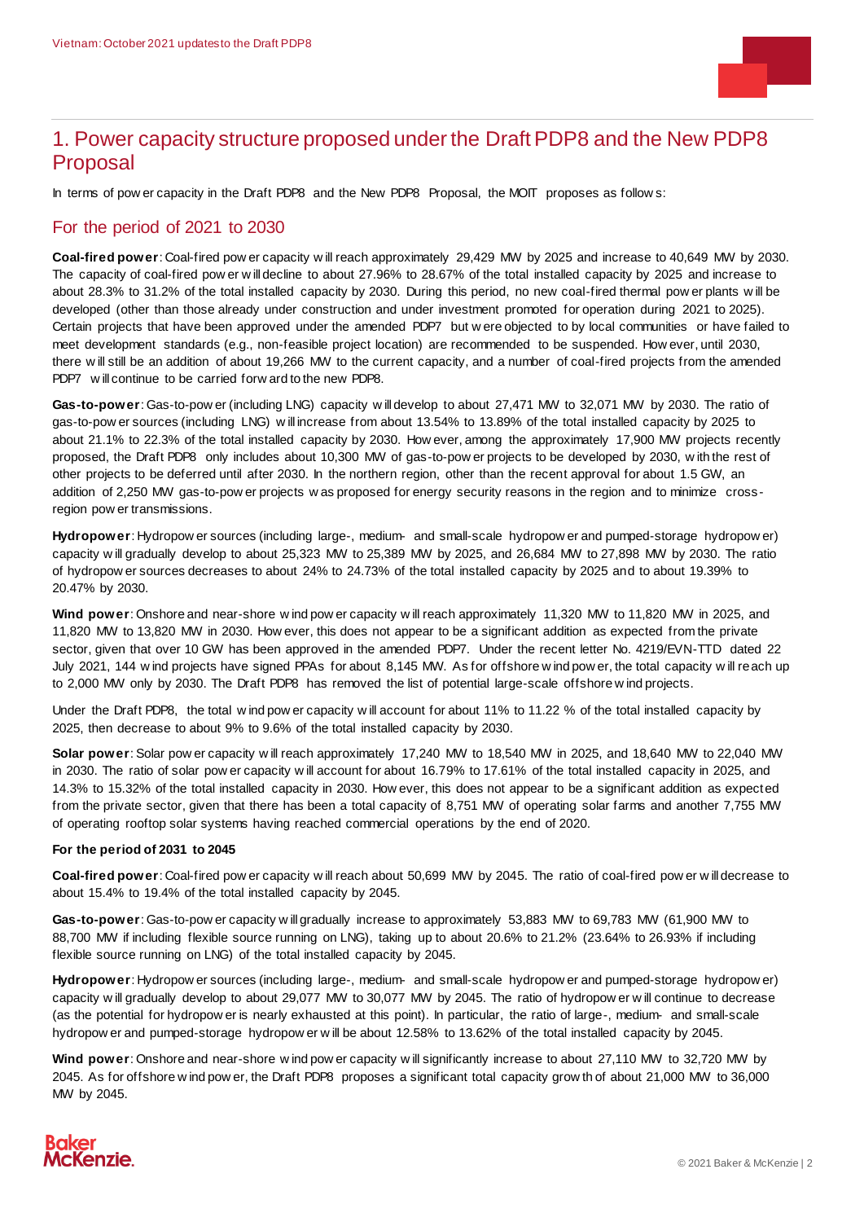## 1. Power capacity structure proposed under the Draft PDP8 and the New PDP8 Proposal

In terms of power capacity in the Draft PDP8 and the New PDP8 Proposal, the MOIT proposes as follows:

### For the period of 2021 to 2030

**Coal-fired power**: Coal-fired power capacity will reach approximately 29,429 MW by 2025 and increase to 40,649 MW by 2030. The capacity of coal-fired power will decline to about 27.96% to 28.67% of the total installed capacity by 2025 and increase to about 28.3% to 31.2% of the total installed capacity by 2030. During this period, no new coal-fired thermal power plants will be developed (other than those already under construction and under investment promoted for operation during 2021 to 2025). Certain projects that have been approved under the amended PDP7 but were objected to by local communities or have failed to meet development standards (e.g., non-feasible project location) are recommended to be suspended. However, until 2030, there will still be an addition of about 19,266 MW to the current capacity, and a number of coal-fired projects from the amended PDP7 will continue to be carried forward to the new PDP8.

**Gas-to-power**: Gas-to-power (including LNG) capacity will develop to about 27,471 MW to 32,071 MW by 2030. The ratio of gas-to-power sources (including LNG) will increase from about 13.54% to 13.89% of the total installed capacity by 2025 to about 21.1% to 22.3% of the total installed capacity by 2030. However, among the approximately 17,900 MW projects recently proposed, the Draft PDP8 only includes about 10,300 MW of gas-to-power projects to be developed by 2030, with the rest of other projects to be deferred until after 2030. In the northern region, other than the recent approval for about 1.5 GW, an addition of 2,250 MW gas-to-power projects was proposed for energy security reasons in the region and to minimize cross-region power transmissions.

**Hydropower**: Hydropower sources (including large-, medium- and small-scale hydropower and pumped-storage hydropower) capacity will gradually develop to about 25,323 MW to 25,389 MW by 2025, and 26,684 MW to 27,898 MW by 2030. The ratio of hydropower sources decreases to about 24% to 24.73% of the total installed capacity by 2025 and to about 19.39% to 20.47% by 2030.

**Wind power**: Onshore and near-shore wind power capacity will reach approximately 11,320 MW to 11,820 MW in 2025, and 11,820 MW to 13,820 MW in 2030. However, this does not appear to be a significant addition as expected from the private sector, given that over 10 GW has been approved in the amended PDP7. Under the recent letter No. 4219/EVN-TTD dated 22 July 2021, 144 wind projects have signed PPAs for about 8,145 MW. As for offshore wind power, the total capacity will reach up to 2,000 MW only by 2030. The Draft PDP8 has removed the list of potential large-scale offshore wind projects.

Under the Draft PDP8, the total wind power capacity will account for about 11% to 11.22 % of the total installed capacity by 2025, then decrease to about 9% to 9.6% of the total installed capacity by 2030.

**Solar power**: Solar power capacity will reach approximately 17,240 MW to 18,540 MW in 2025, and 18,640 MW to 22,040 MW in 2030. The ratio of solar power capacity will account for about 16.79% to 17.61% of the total installed capacity in 2025, and 14.3% to 15.32% of the total installed capacity in 2030. However, this does not appear to be a significant addition as expected from the private sector, given that there has been a total capacity of 8,751 MW of operating solar farms and another 7,755 MW of operating rooftop solar systems having reached commercial operations by the end of 2020.

#### For the period of 2031 to 2045

**Coal-fired power**: Coal-fired power capacity will reach about 50,699 MW by 2045. The ratio of coal-fired power will decrease to about 15.4% to 19.4% of the total installed capacity by 2045.

**Gas-to-power**: Gas-to-power capacity will gradually increase to approximately 53,883 MW to 69,783 MW (61,900 MW to 88,700 MW if including flexible source running on LNG), taking up to about 20.6% to 21.2% (23.64% to 26.93% if including flexible source running on LNG) of the total installed capacity by 2045.

**Hydropower**: Hydropower sources (including large-, medium- and small-scale hydropower and pumped-storage hydropower) capacity will gradually develop to about 29,077 MW to 30,077 MW by 2045. The ratio of hydropower will continue to decrease (as the potential for hydropower is nearly exhausted at this point). In particular, the ratio of large-, medium- and small-scale hydropower and pumped-storage hydropower will be about 12.58% to 13.62% of the total installed capacity by 2045.

**Wind power**: Onshore and near-shore wind power capacity will significantly increase to about 27,110 MW to 32,720 MW by 2045. As for offshore wind power, the Draft PDP8 proposes a significant total capacity growth of about 21,000 MW to 36,000 MW by 2045.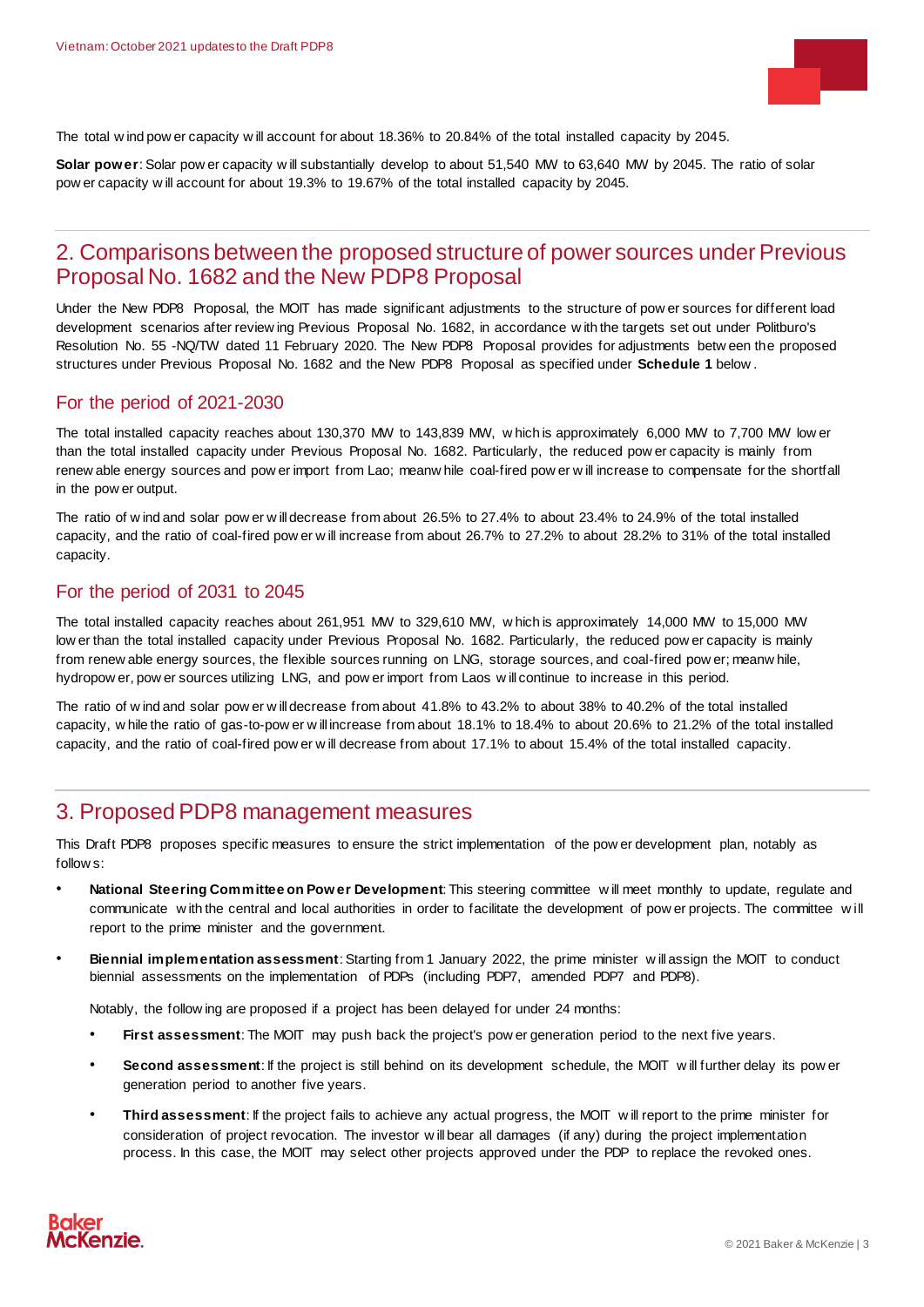The total wind power capacity will account for about 18.36% to 20.84% of the total installed capacity by 2045.

**Solar power**: Solar power capacity will substantially develop to about 51,540 MW to 63,640 MW by 2045. The ratio of solar power capacity will account for about 19.3% to 19.67% of the total installed capacity by 2045.

## 2. Comparisons between the proposed structure of power sources under Previous Proposal No. 1682 and the New PDP8 Proposal

Under the New PDP8 Proposal, the MOIT has made significant adjustments to the structure of power sources for different load development scenarios after reviewing Previous Proposal No. 1682, in accordance with the targets set out under Politburo's Resolution No. 55 -NQ/TW dated 11 February 2020. The New PDP8 Proposal provides for adjustments between the proposed structures under Previous Proposal No. 1682 and the New PDP8 Proposal as specified under **Schedule 1** below.

### For the period of 2021-2030

The total installed capacity reaches about 130,370 MW to 143,839 MW, which is approximately 6,000 MW to 7,700 MW lower than the total installed capacity under Previous Proposal No. 1682. Particularly, the reduced power capacity is mainly from renewable energy sources and power import from Lao; meanwhile coal-fired power will increase to compensate for the shortfall in the power output.

The ratio of wind and solar power will decrease from about 26.5% to 27.4% to about 23.4% to 24.9% of the total installed capacity, and the ratio of coal-fired power will increase from about 26.7% to 27.2% to about 28.2% to 31% of the total installed capacity.

### For the period of 2031 to 2045

The total installed capacity reaches about 261,951 MW to 329,610 MW, which is approximately 14,000 MW to 15,000 MW lower than the total installed capacity under Previous Proposal No. 1682. Particularly, the reduced power capacity is mainly from renewable energy sources, the flexible sources running on LNG, storage sources, and coal-fired power; meanwhile, hydropower, power sources utilizing LNG, and power import from Laos will continue to increase in this period.

The ratio of wind and solar power will decrease from about 41.8% to 43.2% to about 38% to 40.2% of the total installed capacity, while the ratio of gas-to-power will increase from about 18.1% to 18.4% to about 20.6% to 21.2% of the total installed capacity, and the ratio of coal-fired power will decrease from about 17.1% to about 15.4% of the total installed capacity.

## 3. Proposed PDP8 management measures

This Draft PDP8 proposes specific measures to ensure the strict implementation of the power development plan, notably as follows:

- **National Steering Committee on Power Development**: This steering committee will meet monthly to update, regulate and communicate with the central and local authorities in order to facilitate the development of power projects. The committee will report to the prime minister and the government.
- **Biennial implementation assessment**: Starting from 1 January 2022, the prime minister will assign the MOIT to conduct biennial assessments on the implementation of PDPs (including PDP7, amended PDP7 and PDP8).

  Notably, the following are proposed if a project has been delayed for under 24 months:

  - **First assessment**: The MOIT may push back the project's power generation period to the next five years.
  - **Second assessment**: If the project is still behind on its development schedule, the MOIT will further delay its power generation period to another five years.
  - **Third assessment**: If the project fails to achieve any actual progress, the MOIT will report to the prime minister for consideration of project revocation. The investor will bear all damages (if any) during the project implementation process. In this case, the MOIT may select other projects approved under the PDP to replace the revoked ones.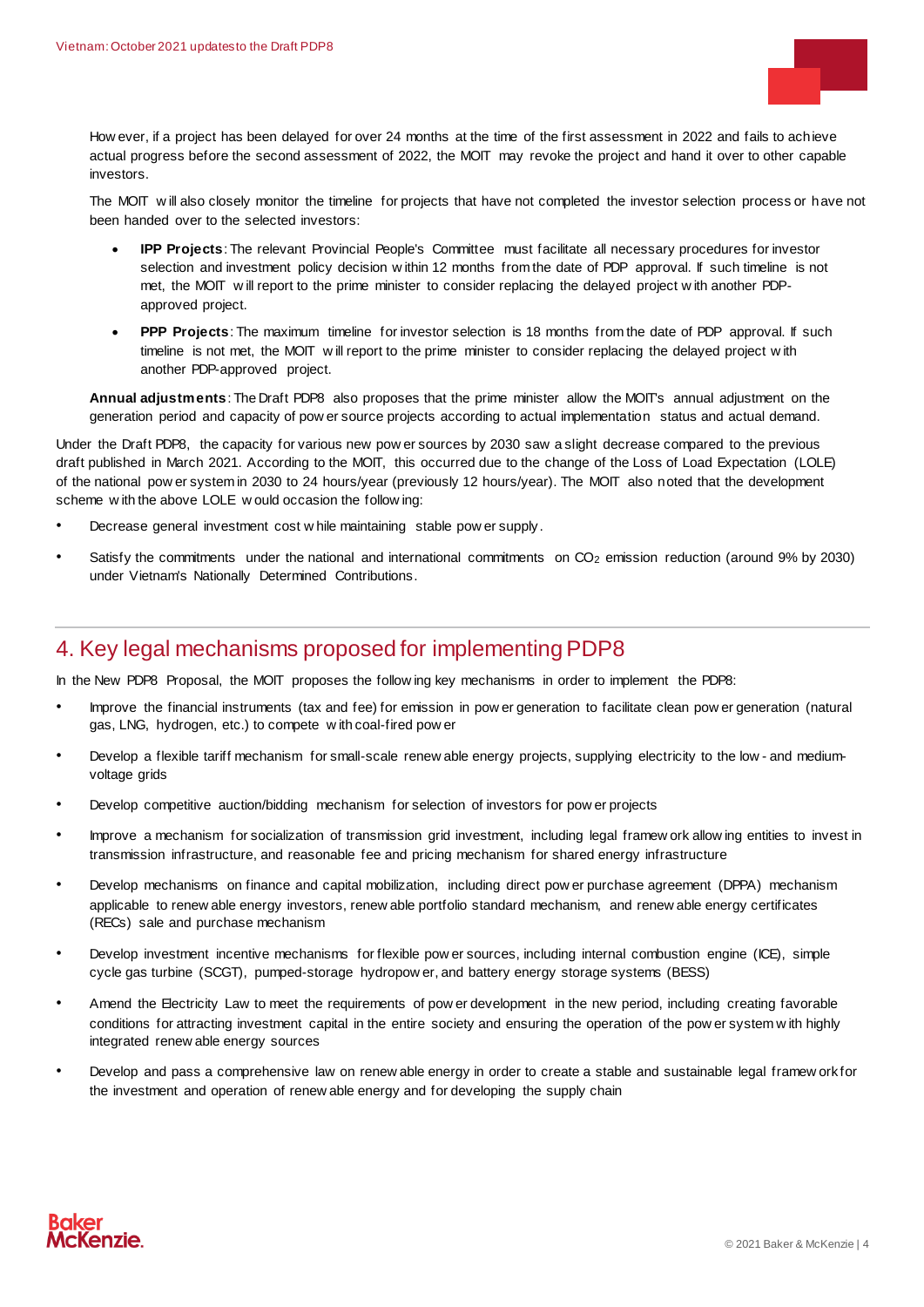However, if a project has been delayed for over 24 months at the time of the first assessment in 2022 and fails to achieve actual progress before the second assessment of 2022, the MOIT may revoke the project and hand it over to other capable investors.

The MOIT will also closely monitor the timeline for projects that have not completed the investor selection process or have not been handed over to the selected investors:

- **IPP Projects**: The relevant Provincial People's Committee must facilitate all necessary procedures for investor selection and investment policy decision within 12 months from the date of PDP approval. If such timeline is not met, the MOIT will report to the prime minister to consider replacing the delayed project with another PDP-approved project.
- **PPP Projects**: The maximum timeline for investor selection is 18 months from the date of PDP approval. If such timeline is not met, the MOIT will report to the prime minister to consider replacing the delayed project with another PDP-approved project.

**Annual adjustments**: The Draft PDP8 also proposes that the prime minister allow the MOIT's annual adjustment on the generation period and capacity of power source projects according to actual implementation status and actual demand.

Under the Draft PDP8, the capacity for various new power sources by 2030 saw a slight decrease compared to the previous draft published in March 2021. According to the MOIT, this occurred due to the change of the Loss of Load Expectation (LOLE) of the national power system in 2030 to 24 hours/year (previously 12 hours/year). The MOIT also noted that the development scheme with the above LOLE would occasion the following:

- Decrease general investment cost while maintaining stable power supply.
- Satisfy the commitments under the national and international commitments on $CO_2$ emission reduction (around 9% by 2030) under Vietnam's Nationally Determined Contributions.

## 4. Key legal mechanisms proposed for implementing PDP8

In the New PDP8 Proposal, the MOIT proposes the following key mechanisms in order to implement the PDP8:

- Improve the financial instruments (tax and fee) for emission in power generation to facilitate clean power generation (natural gas, LNG, hydrogen, etc.) to compete with coal-fired power
- Develop a flexible tariff mechanism for small-scale renewable energy projects, supplying electricity to the low- and medium-voltage grids
- Develop competitive auction/bidding mechanism for selection of investors for power projects
- Improve a mechanism for socialization of transmission grid investment, including legal framework allowing entities to invest in transmission infrastructure, and reasonable fee and pricing mechanism for shared energy infrastructure
- Develop mechanisms on finance and capital mobilization, including direct power purchase agreement (DPPA) mechanism applicable to renewable energy investors, renewable portfolio standard mechanism, and renewable energy certificates (RECs) sale and purchase mechanism
- Develop investment incentive mechanisms for flexible power sources, including internal combustion engine (ICE), simple cycle gas turbine (SCGT), pumped-storage hydropower, and battery energy storage systems (BESS)
- Amend the Electricity Law to meet the requirements of power development in the new period, including creating favorable conditions for attracting investment capital in the entire society and ensuring the operation of the power system with highly integrated renewable energy sources
- Develop and pass a comprehensive law on renewable energy in order to create a stable and sustainable legal framework for the investment and operation of renewable energy and for developing the supply chain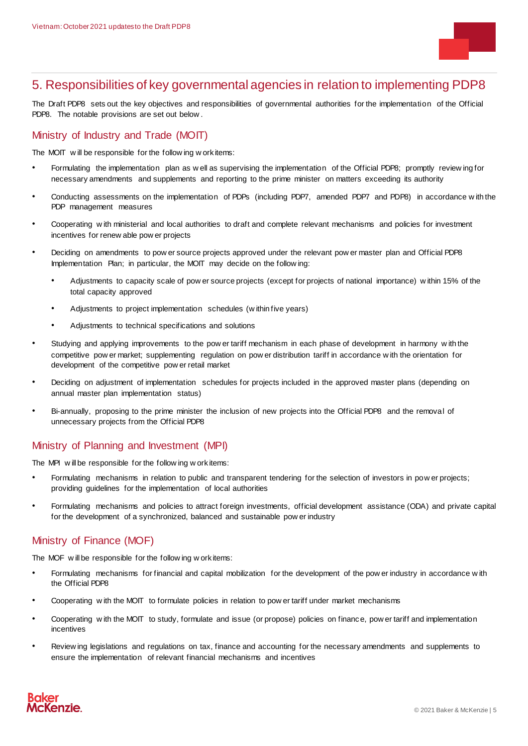# 5. Responsibilities of key governmental agencies in relation to implementing PDP8

The Draft PDP8 sets out the key objectives and responsibilities of governmental authorities for the implementation of the Official PDP8. The notable provisions are set out below.

## Ministry of Industry and Trade (MOIT)

The MOIT will be responsible for the following work items:

- Formulating the implementation plan as well as supervising the implementation of the Official PDP8; promptly reviewing for necessary amendments and supplements and reporting to the prime minister on matters exceeding its authority
- Conducting assessments on the implementation of PDPs (including PDP7, amended PDP7 and PDP8) in accordance with the PDP management measures
- Cooperating with ministerial and local authorities to draft and complete relevant mechanisms and policies for investment incentives for renewable power projects
- Deciding on amendments to power source projects approved under the relevant power master plan and Official PDP8 Implementation Plan; in particular, the MOIT may decide on the following:
  - Adjustments to capacity scale of power source projects (except for projects of national importance) within 15% of the total capacity approved
  - Adjustments to project implementation schedules (within five years)
  - Adjustments to technical specifications and solutions
- Studying and applying improvements to the power tariff mechanism in each phase of development in harmony with the competitive power market; supplementing regulation on power distribution tariff in accordance with the orientation for development of the competitive power retail market
- Deciding on adjustment of implementation schedules for projects included in the approved master plans (depending on annual master plan implementation status)
- Bi-annually, proposing to the prime minister the inclusion of new projects into the Official PDP8 and the removal of unnecessary projects from the Official PDP8

## Ministry of Planning and Investment (MPI)

The MPI will be responsible for the following work items:

- Formulating mechanisms in relation to public and transparent tendering for the selection of investors in power projects; providing guidelines for the implementation of local authorities
- Formulating mechanisms and policies to attract foreign investments, official development assistance (ODA) and private capital for the development of a synchronized, balanced and sustainable power industry

## Ministry of Finance (MOF)

The MOF will be responsible for the following work items:

- Formulating mechanisms for financial and capital mobilization for the development of the power industry in accordance with the Official PDP8
- Cooperating with the MOIT to formulate policies in relation to power tariff under market mechanisms
- Cooperating with the MOIT to study, formulate and issue (or propose) policies on finance, power tariff and implementation incentives
- Reviewing legislations and regulations on tax, finance and accounting for the necessary amendments and supplements to ensure the implementation of relevant financial mechanisms and incentives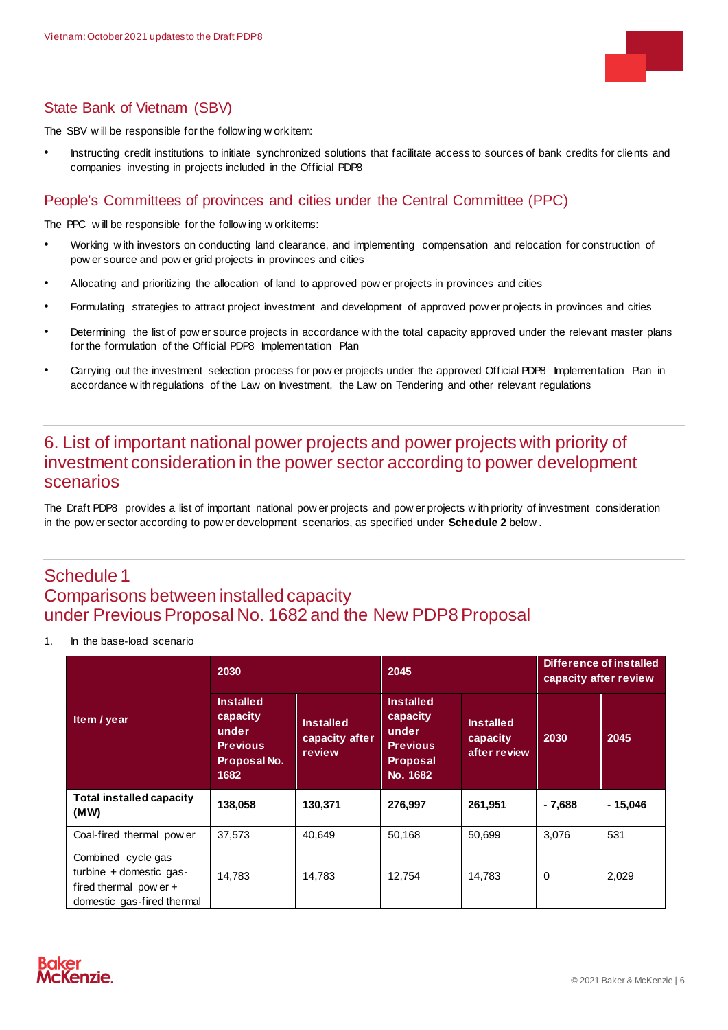## State Bank of Vietnam (SBV)

The SBV will be responsible for the following work item:

- Instructing credit institutions to initiate synchronized solutions that facilitate access to sources of bank credits for clients and companies investing in projects included in the Official PDP8

## People's Committees of provinces and cities under the Central Committee (PPC)

The PPC will be responsible for the following work items:

- Working with investors on conducting land clearance, and implementing compensation and relocation for construction of power source and power grid projects in provinces and cities
- Allocating and prioritizing the allocation of land to approved power projects in provinces and cities
- Formulating strategies to attract project investment and development of approved power projects in provinces and cities
- Determining the list of power source projects in accordance with the total capacity approved under the relevant master plans for the formulation of the Official PDP8 Implementation Plan
- Carrying out the investment selection process for power projects under the approved Official PDP8 Implementation Plan in accordance with regulations of the Law on Investment, the Law on Tendering and other relevant regulations

# 6. List of important national power projects and power projects with priority of investment consideration in the power sector according to power development scenarios

The Draft PDP8 provides a list of important national power projects and power projects with priority of investment consideration in the power sector according to power development scenarios, as specified under **Schedule 2** below.

# Schedule 1
# Comparisons between installed capacity under Previous Proposal No. 1682 and the New PDP8 Proposal

1. In the base-load scenario

| Item / year | 2030 | | 2045 | | Difference of installed capacity after review | |
|---|---|---|---|---|---|---|
| | Installed capacity under Previous Proposal No. 1682 | Installed capacity after review | Installed capacity under Previous Proposal No. 1682 | Installed capacity after review | 2030 | 2045 |
| **Total installed capacity (MW)** | **138,058** | **130,371** | **276,997** | **261,951** | **- 7,688** | **- 15,046** |
| Coal-fired thermal power | 37,573 | 40,649 | 50,168 | 50,699 | 3,076 | 531 |
| Combined cycle gas turbine + domestic gas-fired thermal power + domestic gas-fired thermal | 14,783 | 14,783 | 12,754 | 14,783 | 0 | 2,029 |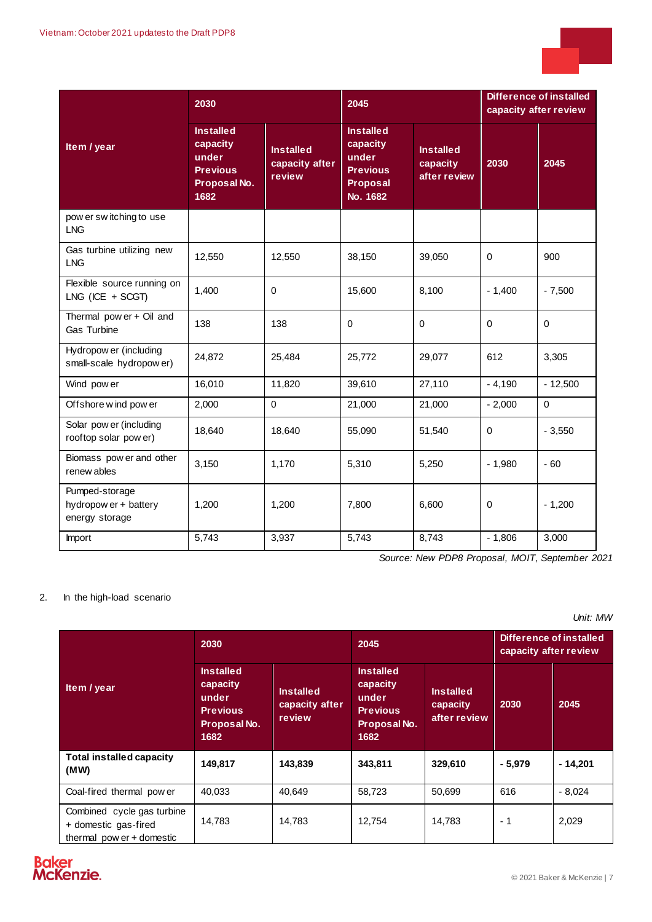| Item / year | 2030 | | 2045 | | Difference of installed capacity after review | |
|---|---|---|---|---|---|---|
| | Installed capacity under Previous Proposal No. 1682 | Installed capacity after review | Installed capacity under Previous Proposal No. 1682 | Installed capacity after review | 2030 | 2045 |
| power switching to use LNG | | | | | | |
| Gas turbine utilizing new LNG | 12,550 | 12,550 | 38,150 | 39,050 | 0 | 900 |
| Flexible source running on LNG (ICE + SCGT) | 1,400 | 0 | 15,600 | 8,100 | - 1,400 | - 7,500 |
| Thermal power + Oil and Gas Turbine | 138 | 138 | 0 | 0 | 0 | 0 |
| Hydropower (including small-scale hydropower) | 24,872 | 25,484 | 25,772 | 29,077 | 612 | 3,305 |
| Wind power | 16,010 | 11,820 | 39,610 | 27,110 | - 4,190 | - 12,500 |
| Offshore wind power | 2,000 | 0 | 21,000 | 21,000 | - 2,000 | 0 |
| Solar power (including rooftop solar power) | 18,640 | 18,640 | 55,090 | 51,540 | 0 | - 3,550 |
| Biomass power and other renewables | 3,150 | 1,170 | 5,310 | 5,250 | - 1,980 | - 60 |
| Pumped-storage hydropower + battery energy storage | 1,200 | 1,200 | 7,800 | 6,600 | 0 | - 1,200 |
| Import | 5,743 | 3,937 | 5,743 | 8,743 | - 1,806 | 3,000 |

*Source: New PDP8 Proposal, MOIT, September 2021*

2. In the high-load scenario

*Unit: MW*

| Item / year | 2030 | | 2045 | | Difference of installed capacity after review | |
|---|---|---|---|---|---|---|
| | Installed capacity under Previous Proposal No. 1682 | Installed capacity after review | Installed capacity under Previous Proposal No. 1682 | Installed capacity after review | 2030 | 2045 |
| **Total installed capacity (MW)** | **149,817** | **143,839** | **343,811** | **329,610** | **- 5,979** | **- 14,201** |
| Coal-fired thermal power | 40,033 | 40,649 | 58,723 | 50,699 | 616 | - 8,024 |
| Combined cycle gas turbine + domestic gas-fired thermal power + domestic | 14,783 | 14,783 | 12,754 | 14,783 | - 1 | 2,029 |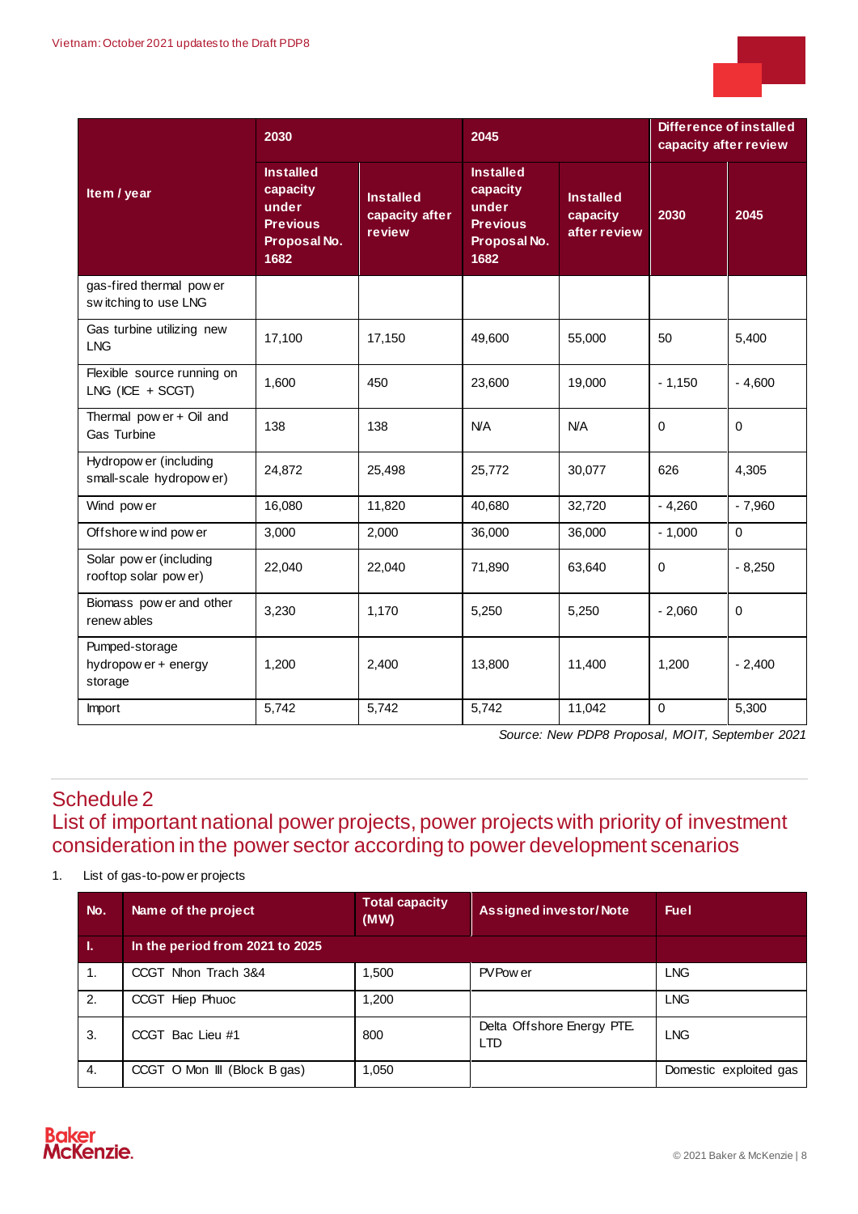| Item / year | 2030 | | 2045 | | Difference of installed capacity after review | |
|---|---|---|---|---|---|---|
| | Installed capacity under Previous Proposal No. 1682 | Installed capacity after review | Installed capacity under Previous Proposal No. 1682 | Installed capacity after review | 2030 | 2045 |
| gas-fired thermal power switching to use LNG | | | | | | |
| Gas turbine utilizing new LNG | 17,100 | 17,150 | 49,600 | 55,000 | 50 | 5,400 |
| Flexible source running on LNG (ICE + SCGT) | 1,600 | 450 | 23,600 | 19,000 | - 1,150 | - 4,600 |
| Thermal power + Oil and Gas Turbine | 138 | 138 | N/A | N/A | 0 | 0 |
| Hydropower (including small-scale hydropower) | 24,872 | 25,498 | 25,772 | 30,077 | 626 | 4,305 |
| Wind power | 16,080 | 11,820 | 40,680 | 32,720 | - 4,260 | - 7,960 |
| Offshore wind power | 3,000 | 2,000 | 36,000 | 36,000 | - 1,000 | 0 |
| Solar power (including rooftop solar power) | 22,040 | 22,040 | 71,890 | 63,640 | 0 | - 8,250 |
| Biomass power and other renewables | 3,230 | 1,170 | 5,250 | 5,250 | - 2,060 | 0 |
| Pumped-storage hydropower + energy storage | 1,200 | 2,400 | 13,800 | 11,400 | 1,200 | - 2,400 |
| Import | 5,742 | 5,742 | 5,742 | 11,042 | 0 | 5,300 |

*Source: New PDP8 Proposal, MOIT, September 2021*

## Schedule 2
## List of important national power projects, power projects with priority of investment consideration in the power sector according to power development scenarios

1. List of gas-to-power projects

| No. | Name of the project | Total capacity (MW) | Assigned investor/Note | Fuel |
|---|---|---|---|---|
| I. | In the period from 2021 to 2025 | | | |
| 1. | CCGT Nhon Trach 3&4 | 1,500 | PV Power | LNG |
| 2. | CCGT Hiep Phuoc | 1,200 | | LNG |
| 3. | CCGT Bac Lieu #1 | 800 | Delta Offshore Energy PTE. LTD | LNG |
| 4. | CCGT O Mon III (Block B gas) | 1,050 | | Domestic exploited gas |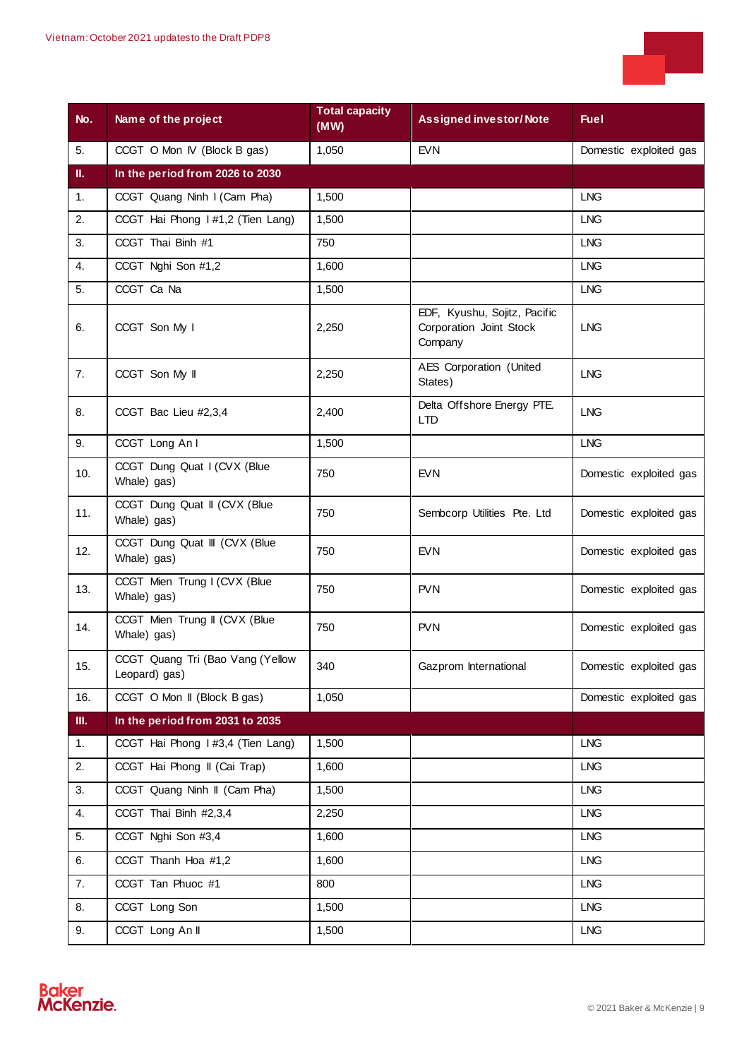| No. | Name of the project | Total capacity (MW) | Assigned investor/Note | Fuel |
|---|---|---|---|---|
| 5. | CCGT O Mon IV (Block B gas) | 1,050 | EVN | Domestic exploited gas |
| **II.** | **In the period from 2026 to 2030** | | | |
| 1. | CCGT Quang Ninh I (Cam Pha) | 1,500 | | LNG |
| 2. | CCGT Hai Phong I #1,2 (Tien Lang) | 1,500 | | LNG |
| 3. | CCGT Thai Binh #1 | 750 | | LNG |
| 4. | CCGT Nghi Son #1,2 | 1,600 | | LNG |
| 5. | CCGT Ca Na | 1,500 | | LNG |
| 6. | CCGT Son My I | 2,250 | EDF, Kyushu, Sojitz, Pacific Corporation Joint Stock Company | LNG |
| 7. | CCGT Son My II | 2,250 | AES Corporation (United States) | LNG |
| 8. | CCGT Bac Lieu #2,3,4 | 2,400 | Delta Offshore Energy PTE. LTD | LNG |
| 9. | CCGT Long An I | 1,500 | | LNG |
| 10. | CCGT Dung Quat I (CVX (Blue Whale) gas) | 750 | EVN | Domestic exploited gas |
| 11. | CCGT Dung Quat II (CVX (Blue Whale) gas) | 750 | Sembcorp Utilities Pte. Ltd | Domestic exploited gas |
| 12. | CCGT Dung Quat III (CVX (Blue Whale) gas) | 750 | EVN | Domestic exploited gas |
| 13. | CCGT Mien Trung I (CVX (Blue Whale) gas) | 750 | PVN | Domestic exploited gas |
| 14. | CCGT Mien Trung II (CVX (Blue Whale) gas) | 750 | PVN | Domestic exploited gas |
| 15. | CCGT Quang Tri (Bao Vang (Yellow Leopard) gas) | 340 | Gazprom International | Domestic exploited gas |
| 16. | CCGT O Mon II (Block B gas) | 1,050 | | Domestic exploited gas |
| **III.** | **In the period from 2031 to 2035** | | | |
| 1. | CCGT Hai Phong I #3,4 (Tien Lang) | 1,500 | | LNG |
| 2. | CCGT Hai Phong II (Cai Trap) | 1,600 | | LNG |
| 3. | CCGT Quang Ninh II (Cam Pha) | 1,500 | | LNG |
| 4. | CCGT Thai Binh #2,3,4 | 2,250 | | LNG |
| 5. | CCGT Nghi Son #3,4 | 1,600 | | LNG |
| 6. | CCGT Thanh Hoa #1,2 | 1,600 | | LNG |
| 7. | CCGT Tan Phuoc #1 | 800 | | LNG |
| 8. | CCGT Long Son | 1,500 | | LNG |
| 9. | CCGT Long An II | 1,500 | | LNG |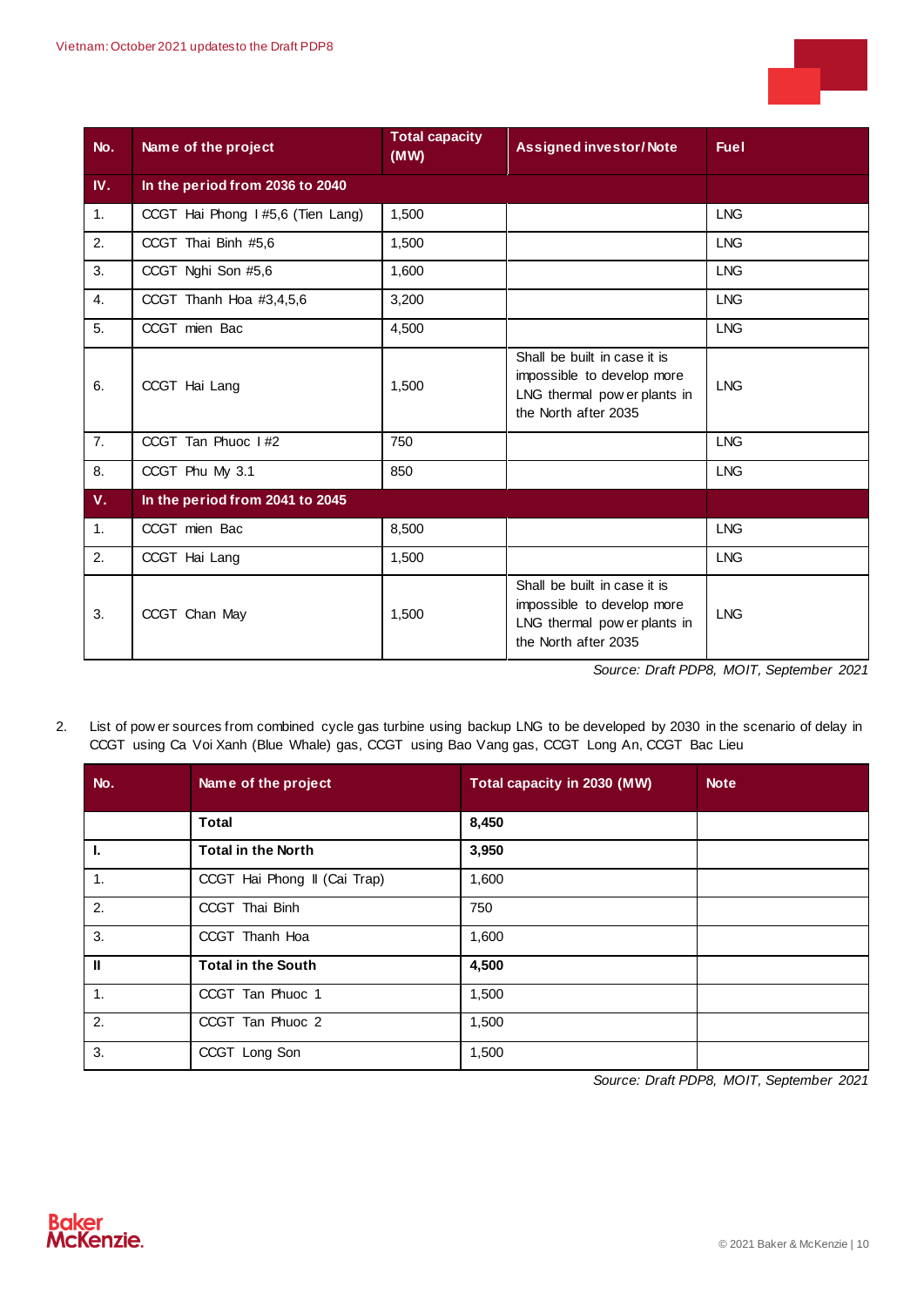| No. | Name of the project | Total capacity (MW) | Assigned investor/Note | Fuel |
|---|---|---|---|---|
| **IV.** | **In the period from 2036 to 2040** | | | |
| 1. | CCGT Hai Phong I #5,6 (Tien Lang) | 1,500 | | LNG |
| 2. | CCGT Thai Binh #5,6 | 1,500 | | LNG |
| 3. | CCGT Nghi Son #5,6 | 1,600 | | LNG |
| 4. | CCGT Thanh Hoa #3,4,5,6 | 3,200 | | LNG |
| 5. | CCGT mien Bac | 4,500 | | LNG |
| 6. | CCGT Hai Lang | 1,500 | Shall be built in case it is impossible to develop more LNG thermal power plants in the North after 2035 | LNG |
| 7. | CCGT Tan Phuoc I #2 | 750 | | LNG |
| 8. | CCGT Phu My 3.1 | 850 | | LNG |
| **V.** | **In the period from 2041 to 2045** | | | |
| 1. | CCGT mien Bac | 8,500 | | LNG |
| 2. | CCGT Hai Lang | 1,500 | | LNG |
| 3. | CCGT Chan May | 1,500 | Shall be built in case it is impossible to develop more LNG thermal power plants in the North after 2035 | LNG |

*Source: Draft PDP8, MOIT, September 2021*

2. List of power sources from combined cycle gas turbine using backup LNG to be developed by 2030 in the scenario of delay in CCGT using Ca Voi Xanh (Blue Whale) gas, CCGT using Bao Vang gas, CCGT Long An, CCGT Bac Lieu

| No. | Name of the project | Total capacity in 2030 (MW) | Note |
|---|---|---|---|
| | **Total** | **8,450** | |
| **I.** | **Total in the North** | **3,950** | |
| 1. | CCGT Hai Phong II (Cai Trap) | 1,600 | |
| 2. | CCGT Thai Binh | 750 | |
| 3. | CCGT Thanh Hoa | 1,600 | |
| **II** | **Total in the South** | **4,500** | |
| 1. | CCGT Tan Phuoc 1 | 1,500 | |
| 2. | CCGT Tan Phuoc 2 | 1,500 | |
| 3. | CCGT Long Son | 1,500 | |

*Source: Draft PDP8, MOIT, September 2021*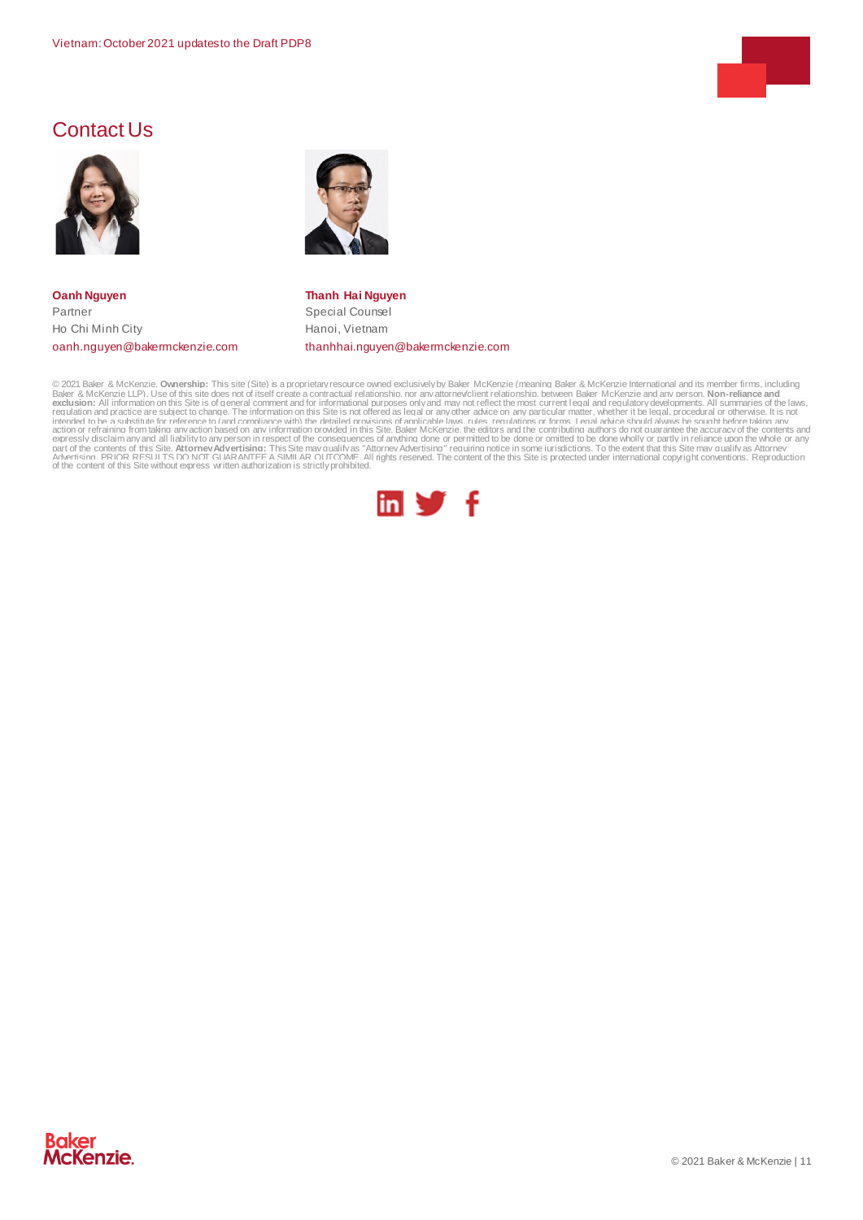## Contact Us

**Oanh Nguyen**
Partner
Ho Chi Minh City
oanh.nguyen@bakermckenzie.com

**Thanh Hai Nguyen**
Special Counsel
Hanoi, Vietnam
thanhhai.nguyen@bakermckenzie.com

© 2021 Baker & McKenzie. **Ownership:** This site (Site) is a proprietary resource owned exclusively by Baker McKenzie (meaning Baker & McKenzie International and its member firms, including Baker & McKenzie LLP). Use of this site does not of itself create a contractual relationship, nor any attorney/client relationship, between Baker McKenzie and any person. **Non-reliance and exclusion:** All information on this Site is of general comment and for informational purposes only and may not reflect the most current legal and regulatory developments. All summaries of the laws, regulation and practice are subject to change. The information on this Site is not offered as legal or any other advice on any particular matter, whether it be legal, procedural or otherwise. It is not intended to be a substitute for reference to (and compliance with) the detailed provisions of applicable laws, rules, regulations or forms. Legal advice should always be sought before taking any action or refraining from taking any action based on any information provided in this Site. Baker McKenzie, the editors and the contributing authors do not guarantee the accuracy of the contents and expressly disclaim any and all liability to any person in respect of the consequences of anything done or permitted to be done or omitted to be done wholly or partly in reliance upon the whole or any part of the contents of this Site. **Attorney Advertising:** This Site may qualify as "Attorney Advertising" requiring notice in some jurisdictions. To the extent that this Site may qualify as Attorney Advertising, PRIOR RESULTS DO NOT GUARANTEE A SIMILAR OUTCOME. All rights reserved. The content of the this Site is protected under international copyright conventions. Reproduction of the content of this Site without express written authorization is strictly prohibited.